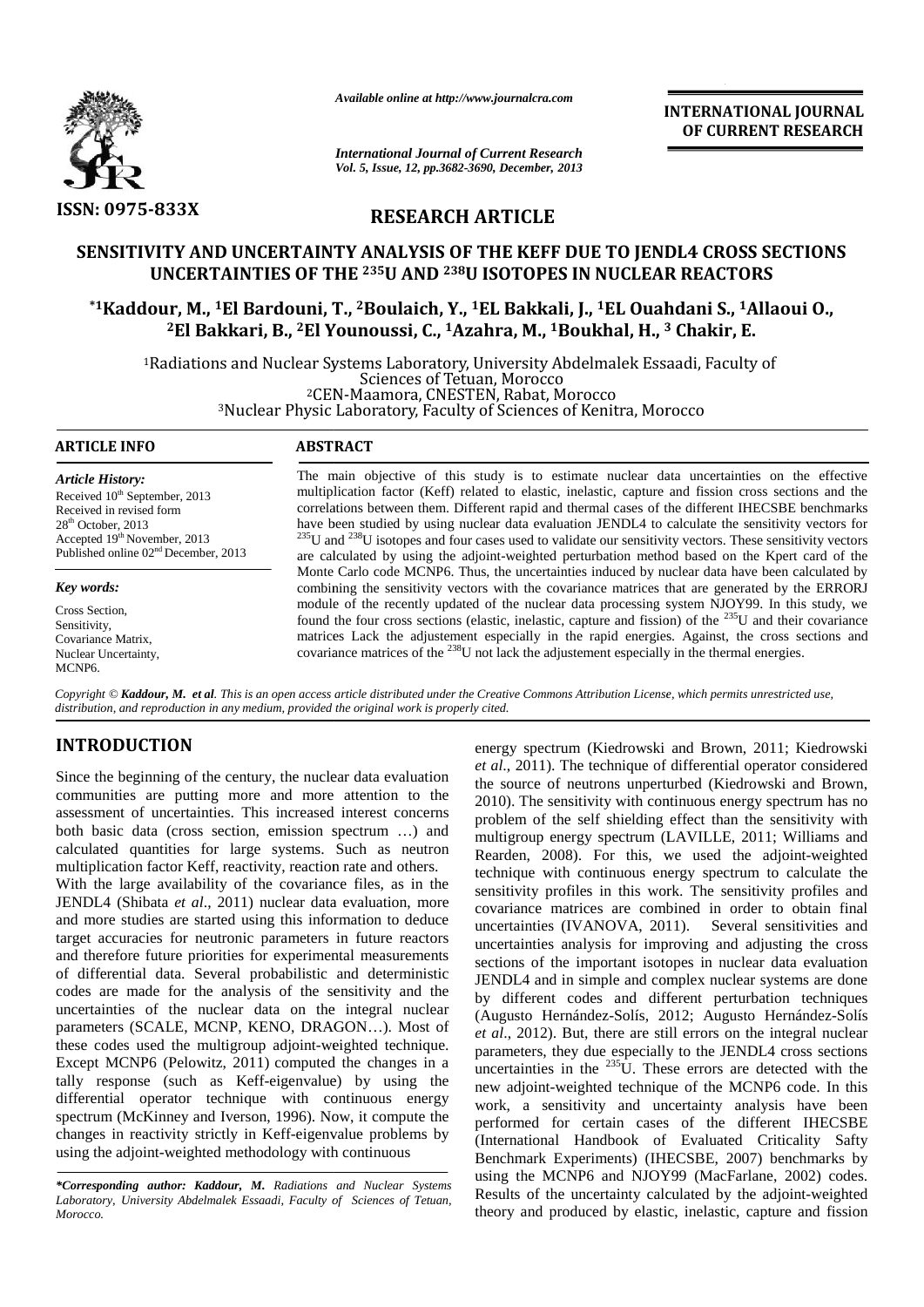*Available online at http://www.journalcra.com*

*International Journal of Current Research*
*Vol. 5, Issue, 12, pp.3682-3690, December, 2013*

**INTERNATIONAL JOURNAL OF CURRENT RESEARCH**

**ISSN: 0975-833X**

## RESEARCH ARTICLE

# SENSITIVITY AND UNCERTAINTY ANALYSIS OF THE KEFF DUE TO JENDL4 CROSS SECTIONS UNCERTAINTIES OF THE $^{235}U$ AND $^{238}U$ ISOTOPES IN NUCLEAR REACTORS

**[*1]Kaddour, M., [1]El Bardouni, T., [2]Boulaich, Y., [1]EL Bakkali, J., [1]EL Ouahdani S., [1]Allaoui O., [2]El Bakkari, B., [2]El Younoussi, C., [1]Azahra, M., [1]Boukhal, H., [3] Chakir, E.**

[1]Radiations and Nuclear Systems Laboratory, University Abdelmalek Essaadi, Faculty of Sciences of Tetuan, Morocco
[2]CEN-Maamora, CNESTEN, Rabat, Morocco
[3]Nuclear Physic Laboratory, Faculty of Sciences of Kenitra, Morocco

**ARTICLE INFO**

*Article History:*
Received 10th September, 2013
Received in revised form 28th October, 2013
Accepted 19th November, 2013
Published online 02nd December, 2013

*Key words:*
Cross Section,
Sensitivity,
Covariance Matrix,
Nuclear Uncertainty,
MCNP6.

**ABSTRACT**

The main objective of this study is to estimate nuclear data uncertainties on the effective multiplication factor (Keff) related to elastic, inelastic, capture and fission cross sections and the correlations between them. Different rapid and thermal cases of the different IHECSBE benchmarks have been studied by using nuclear data evaluation JENDL4 to calculate the sensitivity vectors for $^{235}U$ and $^{238}U$ isotopes and four cases used to validate our sensitivity vectors. These sensitivity vectors are calculated by using the adjoint-weighted perturbation method based on the Kpert card of the Monte Carlo code MCNP6. Thus, the uncertainties induced by nuclear data have been calculated by combining the sensitivity vectors with the covariance matrices that are generated by the ERRORJ module of the recently updated of the nuclear data processing system NJOY99. In this study, we found the four cross sections (elastic, inelastic, capture and fission) of the $^{235}U$ and their covariance matrices Lack the adjustement especially in the rapid energies. Against, the cross sections and covariance matrices of the $^{238}U$ not lack the adjustement especially in the thermal energies.

*Copyright © **Kaddour, M. et al**. This is an open access article distributed under the Creative Commons Attribution License, which permits unrestricted use, distribution, and reproduction in any medium, provided the original work is properly cited.*

## INTRODUCTION

Since the beginning of the century, the nuclear data evaluation communities are putting more and more attention to the assessment of uncertainties. This increased interest concerns both basic data (cross section, emission spectrum …) and calculated quantities for large systems. Such as neutron multiplication factor Keff, reactivity, reaction rate and others. With the large availability of the covariance files, as in the JENDL4 (Shibata *et al*., 2011) nuclear data evaluation, more and more studies are started using this information to deduce target accuracies for neutronic parameters in future reactors and therefore future priorities for experimental measurements of differential data. Several probabilistic and deterministic codes are made for the analysis of the sensitivity and the uncertainties of the nuclear data on the integral nuclear parameters (SCALE, MCNP, KENO, DRAGON…). Most of these codes used the multigroup adjoint-weighted technique. Except MCNP6 (Pelowitz, 2011) computed the changes in a tally response (such as Keff-eigenvalue) by using the differential operator technique with continuous energy spectrum (McKinney and Iverson, 1996). Now, it compute the changes in reactivity strictly in Keff-eigenvalue problems by using the adjoint-weighted methodology with continuous energy spectrum (Kiedrowski and Brown, 2011; Kiedrowski *et al*., 2011). The technique of differential operator considered the source of neutrons unperturbed (Kiedrowski and Brown, 2010). The sensitivity with continuous energy spectrum has no problem of the self shielding effect than the sensitivity with multigroup energy spectrum (LAVILLE, 2011; Williams and Rearden, 2008). For this, we used the adjoint-weighted technique with continuous energy spectrum to calculate the sensitivity profiles in this work. The sensitivity profiles and covariance matrices are combined in order to obtain final uncertainties (IVANOVA, 2011). Several sensitivities and uncertainties analysis for improving and adjusting the cross sections of the important isotopes in nuclear data evaluation JENDL4 and in simple and complex nuclear systems are done by different codes and different perturbation techniques (Augusto Hernández-Solís, 2012; Augusto Hernández-Solís *et al*., 2012). But, there are still errors on the integral nuclear parameters, they due especially to the JENDL4 cross sections uncertainties in the $^{235}U$. These errors are detected with the new adjoint-weighted technique of the MCNP6 code. In this work, a sensitivity and uncertainty analysis have been performed for certain cases of the different IHECSBE (International Handbook of Evaluated Criticality Safty Benchmark Experiments) (IHECSBE, 2007) benchmarks by using the MCNP6 and NJOY99 (MacFarlane, 2002) codes. Results of the uncertainty calculated by the adjoint-weighted theory and produced by elastic, inelastic, capture and fission

**\*Corresponding author:** *Kaddour, M. Radiations and Nuclear Systems Laboratory, University Abdelmalek Essaadi, Faculty of Sciences of Tetuan, Morocco.*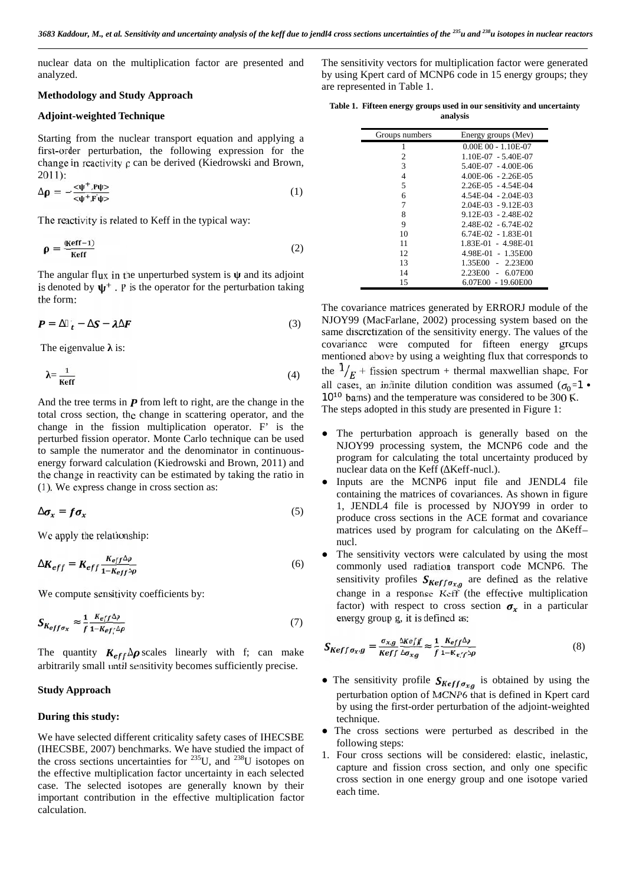nuclear data on the multiplication factor are presented and analyzed.

### Methodology and Study Approach

### Adjoint-weighted Technique

Starting from the nuclear transport equation and applying a first-order perturbation, the following expression for the change in reactivity ρ can be derived (Kiedrowski and Brown, 2011):

$$\Delta\rho = -\frac{<\psi^{+}, P\psi>}{<\psi^{+}, F'\psi>} \tag{1}$$

The reactivity is related to Keff in the typical way:

$$\rho = \frac{(Keff-1)}{Keff} \tag{2}$$

The angular flux in the unperturbed system is $\psi$ and its adjoint is denoted by $\psi^{+}$ . P is the operator for the perturbation taking the form:

$$P = \Delta\Sigma_t - \Delta S - \lambda\Delta F \tag{3}$$

The eigenvalue $\lambda$ is:

$$\lambda = \frac{1}{Keff} \tag{4}$$

And the tree terms in $P$ from left to right, are the change in the total cross section, the change in scattering operator, and the change in the fission multiplication operator. F' is the perturbed fission operator. Monte Carlo technique can be used to sample the numerator and the denominator in continuous-energy forward calculation (Kiedrowski and Brown, 2011) and the change in reactivity can be estimated by taking the ratio in (1). We express change in cross section as:

$$\Delta\sigma_x = f\sigma_x \tag{5}$$

We apply the relationship:

$$\Delta K_{eff} = K_{eff}\frac{K_{eff}\Delta\rho}{1-K_{eff}\Delta\rho} \tag{6}$$

We compute sensitivity coefficients by:

$$S_{K_{eff}\sigma_x} \approx \frac{1}{f}\frac{K_{eff}\Delta\rho}{1-K_{eff}\Delta\rho} \tag{7}$$

The quantity $K_{eff}\Delta\rho$ scales linearly with f; can make arbitrarily small until sensitivity becomes sufficiently precise.

### Study Approach

**During this study:**

We have selected different criticality safety cases of IHECSBE (IHECSBE, 2007) benchmarks. We have studied the impact of the cross sections uncertainties for $^{235}$U, and $^{238}$U isotopes on the effective multiplication factor uncertainty in each selected case. The selected isotopes are generally known by their important contribution in the effective multiplication factor calculation.

The sensitivity vectors for multiplication factor were generated by using Kpert card of MCNP6 code in 15 energy groups; they are represented in Table 1.

**Table 1. Fifteen energy groups used in our sensitivity and uncertainty analysis**

| Groups numbers | Energy groups (Mev) |
|---|---|
| 1 | 0.00E 00 - 1.10E-07 |
| 2 | 1.10E-07 - 5.40E-07 |
| 3 | 5.40E-07 - 4.00E-06 |
| 4 | 4.00E-06 - 2.26E-05 |
| 5 | 2.26E-05 - 4.54E-04 |
| 6 | 4.54E-04 - 2.04E-03 |
| 7 | 2.04E-03 - 9.12E-03 |
| 8 | 9.12E-03 - 2.48E-02 |
| 9 | 2.48E-02 - 6.74E-02 |
| 10 | 6.74E-02 - 1.83E-01 |
| 11 | 1.83E-01 - 4.98E-01 |
| 12 | 4.98E-01 - 1.35E00 |
| 13 | 1.35E00 - 2.23E00 |
| 14 | 2.23E00 - 6.07E00 |
| 15 | 6.07E00 - 19.60E00 |

The covariance matrices generated by ERRORJ module of the NJOY99 (MacFarlane, 2002) processing system based on the same discretization of the sensitivity energy. The values of the covariance were computed for fifteen energy groups mentioned above by using a weighting flux that corresponds to the $1/E$ + fission spectrum + thermal maxwellian shape. For all cases, an infinite dilution condition was assumed ($\sigma_0 = 1 \bullet 10^{10}$ barns) and the temperature was considered to be 300 K. The steps adopted in this study are presented in Figure 1:

- The perturbation approach is generally based on the NJOY99 processing system, the MCNP6 code and the program for calculating the total uncertainty produced by nuclear data on the Keff (ΔKeff-nucl.).
- Inputs are the MCNP6 input file and JENDL4 file containing the matrices of covariances. As shown in figure 1, JENDL4 file is processed by NJOY99 in order to produce cross sections in the ACE format and covariance matrices used by program for calculating on the ΔKeff–nucl.
- The sensitivity vectors were calculated by using the most commonly used radiation transport code MCNP6. The sensitivity profiles $S_{Keff\sigma_{x,g}}$ are defined as the relative change in a response Keff (the effective multiplication factor) with respect to cross section $\sigma_x$ in a particular energy group g, it is defined as:

$$S_{Keff\sigma_{x,g}} = \frac{\sigma_{x,g}}{Keff}\frac{\Delta Keff}{\Delta\sigma_{x,g}} \approx \frac{1}{f}\frac{K_{eff}\Delta\rho}{1-K_{eff}\Delta\rho} \tag{8}$$

- The sensitivity profile $S_{Keff\sigma_{x,g}}$ is obtained by using the perturbation option of MCNP6 that is defined in Kpert card by using the first-order perturbation of the adjoint-weighted technique.
- The cross sections were perturbed as described in the following steps:

1. Four cross sections will be considered: elastic, inelastic, capture and fission cross section, and only one specific cross section in one energy group and one isotope varied each time.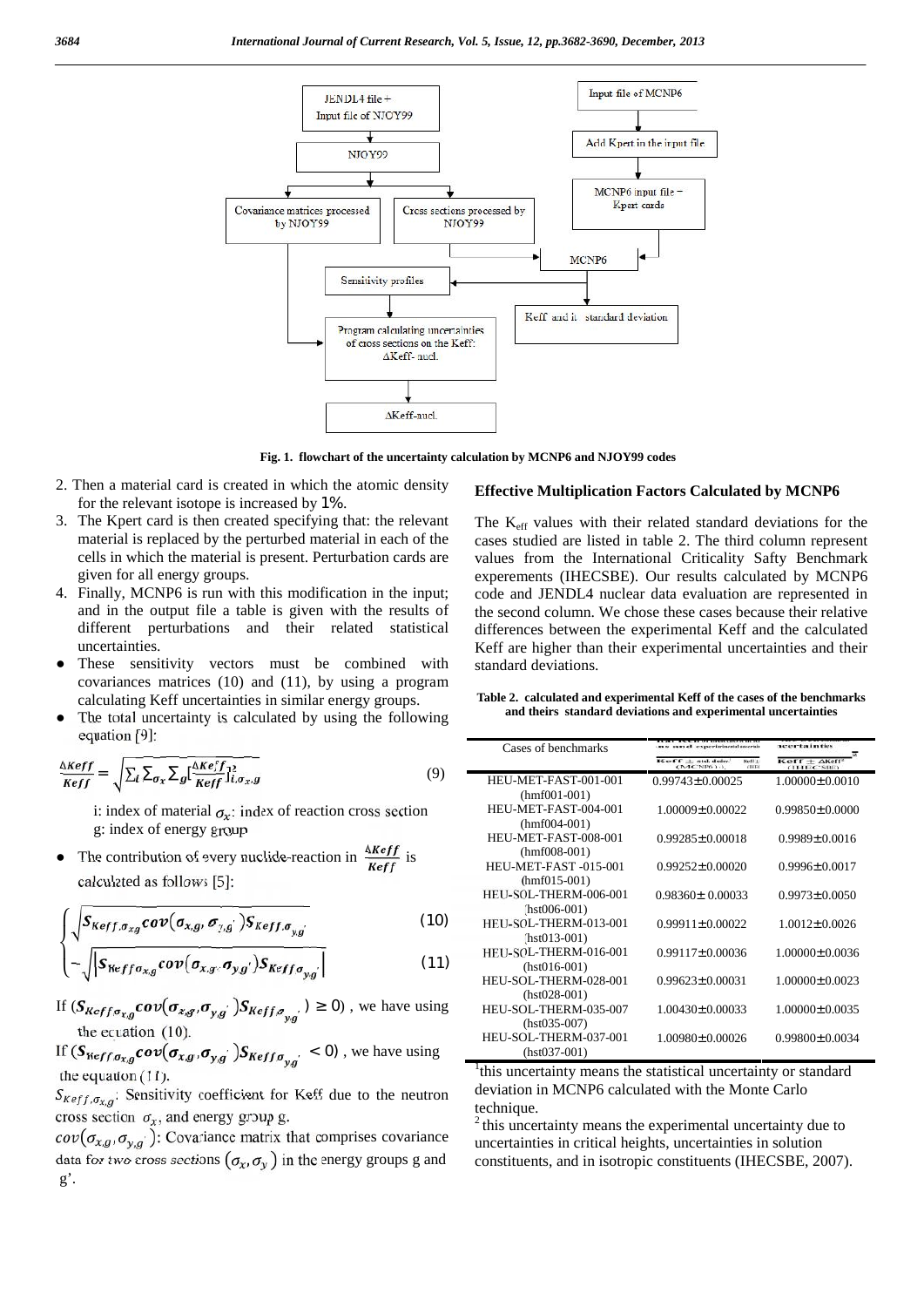JENDL4 file + Input file of NJOY99

NJOY99

Covariance matrices processed by NJOY99

Cross sections processed by NJOY99

Input file of MCNP6

Add Kpert in the input file

MCNP6 input file – Kpert cards

MCNP6

Sensitivity profiles

Keff and it standard deviation

Program calculating uncertainties of cross sections on the Keff: ΔKeff- nucl.

ΔKeff-nucl.

**Fig. 1. flowchart of the uncertainty calculation by MCNP6 and NJOY99 codes**

2. Then a material card is created in which the atomic density for the relevant isotope is increased by 1%.
3. The Kpert card is then created specifying that: the relevant material is replaced by the perturbed material in each of the cells in which the material is present. Perturbation cards are given for all energy groups.
4. Finally, MCNP6 is run with this modification in the input; and in the output file a table is given with the results of different perturbations and their related statistical uncertainties.

- These sensitivity vectors must be combined with covariances matrices (10) and (11), by using a program calculating Keff uncertainties in similar energy groups.
- The total uncertainty is calculated by using the following equation [9]:

$$\frac{\Delta Keff}{Keff} = \sqrt{\sum_i \sum_{\sigma_x} \sum_g [\frac{\Delta Ke^f f}{Keff}]^2_{i,\sigma_x,g}} \quad (9)$$

i: index of material $\sigma_x$: index of reaction cross section
g: index of energy group

- The contribution of every nuclide-reaction in $\frac{\Delta Keff}{Keff}$ is calculated as follows [5]:

$$\begin{cases} \sqrt{S_{Keff,\sigma_{xg}} cov(\sigma_{x,g}, \sigma_{y,g'}) S_{Keff,\sigma_{y,g'}}} & (10) \\ -\sqrt{\left| S_{Keff\sigma_{x,g}} cov(\sigma_{x,g'}, \sigma_{y,g'}) S_{Keff\sigma_{y,g'}} \right|} & (11) \end{cases}$$

If $(S_{Keff\sigma_{x,g}} cov(\sigma_{x,g}, \sigma_{y,g'}) S_{Keff\sigma_{y,g'}}) \geq 0)$, we have using the equation (10).

If $(S_{Keff\sigma_{x,g}} cov(\sigma_{x,g}, \sigma_{y,g'}) S_{Keff\sigma_{y,g'}} < 0)$, we have using the equation (11).

$S_{Keff,\sigma_{x,g}}$: Sensitivity coefficient for Keff due to the neutron cross section $\sigma_x$, and energy group g.

$cov(\sigma_{x,g}, \sigma_{y,g'})$: Covariance matrix that comprises covariance data for two cross sections $(\sigma_x, \sigma_y)$ in the energy groups g and g'.

## Effective Multiplication Factors Calculated by MCNP6

The $K_{eff}$ values with their related standard deviations for the cases studied are listed in table 2. The third column represent values from the International Criticality Safty Benchmark experements (IHECSBE). Our results calculated by MCNP6 code and JENDL4 nuclear data evaluation are represented in the second column. We chose these cases because their relative differences between the experimental Keff and the calculated Keff are higher than their experimental uncertainties and their standard deviations.

**Table 2. calculated and experimental Keff of the cases of the benchmarks and theirs standard deviations and experimental uncertainties**

| Cases of benchmarks | Keff ± std. dev.[1] (MCNP6) | Keff ± ΔKeff[2] (IHECSBE) |
|---|---|---|
| HEU-MET-FAST-001-001 (hmf001-001) | 0.99743±0.00025 | 1.00000±0.0010 |
| HEU-MET-FAST-004-001 (hmf004-001) | 1.00009±0.00022 | 0.99850±0.0000 |
| HEU-MET-FAST-008-001 (hmf008-001) | 0.99285±0.00018 | 0.9989±0.0016 |
| HEU-MET-FAST -015-001 (hmf015-001) | 0.99252±0.00020 | 0.9996±0.0017 |
| HEU-SOL-THERM-006-001 (hst006-001) | 0.98360± 0.00033 | 0.9973±0.0050 |
| HEU-SOL-THERM-013-001 (hst013-001) | 0.99911±0.00022 | 1.0012±0.0026 |
| HEU-SOL-THERM-016-001 (hst016-001) | 0.99117±0.00036 | 1.00000±0.0036 |
| HEU-SOL-THERM-028-001 (hst028-001) | 0.99623±0.00031 | 1.00000±0.0023 |
| HEU-SOL-THERM-035-007 (hst035-007) | 1.00430±0.00033 | 1.00000±0.0035 |
| HEU-SOL-THERM-037-001 (hst037-001) | 1.00980±0.00026 | 0.99800±0.0034 |

[1] this uncertainty means the statistical uncertainty or standard deviation in MCNP6 calculated with the Monte Carlo technique.

[2] this uncertainty means the experimental uncertainty due to uncertainties in critical heights, uncertainties in solution constituents, and in isotropic constituents (IHECSBE, 2007).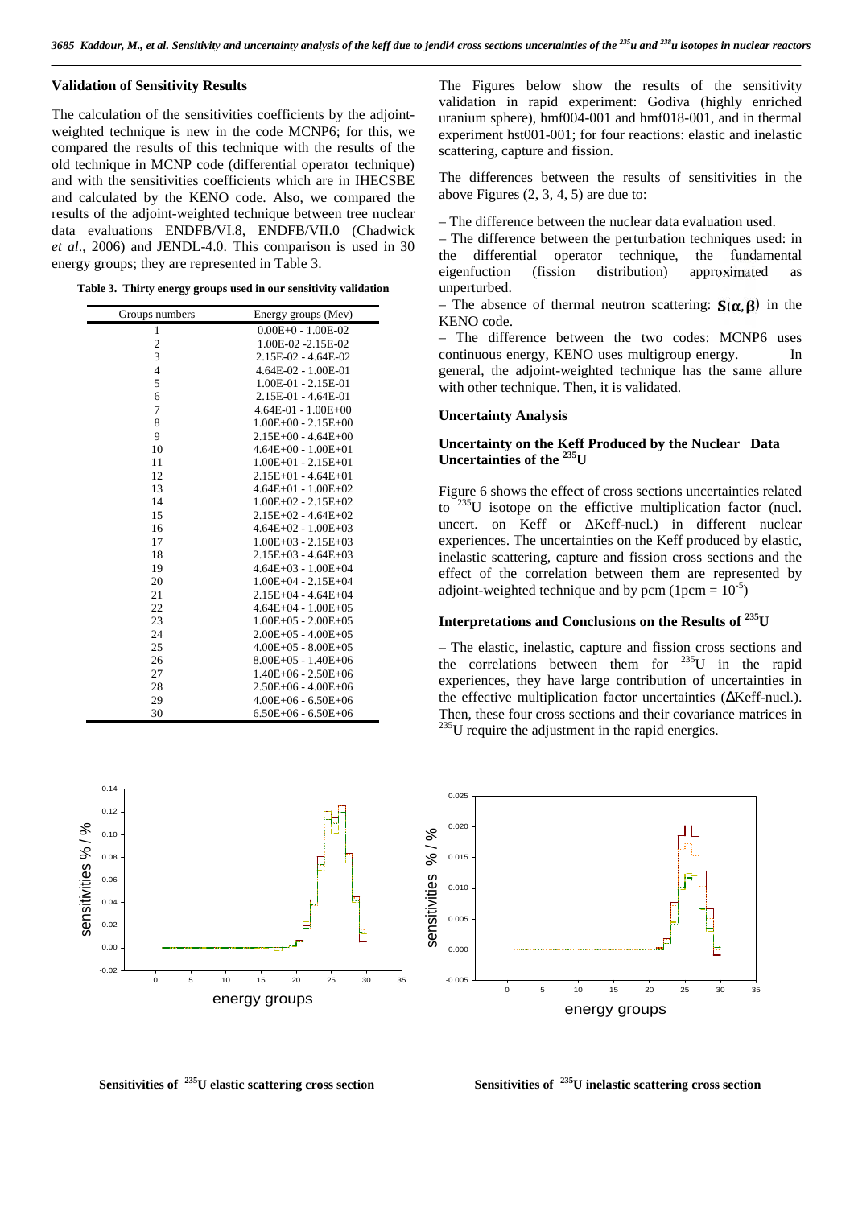### Validation of Sensitivity Results

The calculation of the sensitivities coefficients by the adjoint-weighted technique is new in the code MCNP6; for this, we compared the results of this technique with the results of the old technique in MCNP code (differential operator technique) and with the sensitivities coefficients which are in IHECSBE and calculated by the KENO code. Also, we compared the results of the adjoint-weighted technique between tree nuclear data evaluations ENDFB/VI.8, ENDFB/VII.0 (Chadwick *et al*., 2006) and JENDL-4.0. This comparison is used in 30 energy groups; they are represented in Table 3.

**Table 3. Thirty energy groups used in our sensitivity validation**

| Groups numbers | Energy groups (Mev) |
|---|---|
| 1 | 0.00E+0 - 1.00E-02 |
| 2 | 1.00E-02 -2.15E-02 |
| 3 | 2.15E-02 - 4.64E-02 |
| 4 | 4.64E-02 - 1.00E-01 |
| 5 | 1.00E-01 - 2.15E-01 |
| 6 | 2.15E-01 - 4.64E-01 |
| 7 | 4.64E-01 - 1.00E+00 |
| 8 | 1.00E+00 - 2.15E+00 |
| 9 | 2.15E+00 - 4.64E+00 |
| 10 | 4.64E+00 - 1.00E+01 |
| 11 | 1.00E+01 - 2.15E+01 |
| 12 | 2.15E+01 - 4.64E+01 |
| 13 | 4.64E+01 - 1.00E+02 |
| 14 | 1.00E+02 - 2.15E+02 |
| 15 | 2.15E+02 - 4.64E+02 |
| 16 | 4.64E+02 - 1.00E+03 |
| 17 | 1.00E+03 - 2.15E+03 |
| 18 | 2.15E+03 - 4.64E+03 |
| 19 | 4.64E+03 - 1.00E+04 |
| 20 | 1.00E+04 - 2.15E+04 |
| 21 | 2.15E+04 - 4.64E+04 |
| 22 | 4.64E+04 - 1.00E+05 |
| 23 | 1.00E+05 - 2.00E+05 |
| 24 | 2.00E+05 - 4.00E+05 |
| 25 | 4.00E+05 - 8.00E+05 |
| 26 | 8.00E+05 - 1.40E+06 |
| 27 | 1.40E+06 - 2.50E+06 |
| 28 | 2.50E+06 - 4.00E+06 |
| 29 | 4.00E+06 - 6.50E+06 |
| 30 | 6.50E+06 - 6.50E+06 |

The Figures below show the results of the sensitivity validation in rapid experiment: Godiva (highly enriched uranium sphere), hmf004-001 and hmf018-001, and in thermal experiment hst001-001; for four reactions: elastic and inelastic scattering, capture and fission.

The differences between the results of sensitivities in the above Figures (2, 3, 4, 5) are due to:

– The difference between the nuclear data evaluation used.
– The difference between the perturbation techniques used: in the differential operator technique, the fundamental eigenfuction (fission distribution) approximated as unperturbed.
– The absence of thermal neutron scattering: $S(\alpha, \beta)$ in the KENO code.
– The difference between the two codes: MCNP6 uses continuous energy, KENO uses multigroup energy. In general, the adjoint-weighted technique has the same allure with other technique. Then, it is validated.

### Uncertainty Analysis

#### Uncertainty on the Keff Produced by the Nuclear Data Uncertainties of the $^{235}$U

Figure 6 shows the effect of cross sections uncertainties related to $^{235}$U isotope on the effective multiplication factor (nucl. uncert. on Keff or ΔKeff-nucl.) in different nuclear experiences. The uncertainties on the Keff produced by elastic, inelastic scattering, capture and fission cross sections and the effect of the correlation between them are represented by adjoint-weighted technique and by pcm (1pcm = $10^{-5}$)

#### Interpretations and Conclusions on the Results of $^{235}$U

– The elastic, inelastic, capture and fission cross sections and the correlations between them for $^{235}$U in the rapid experiences, they have large contribution of uncertainties in the effective multiplication factor uncertainties (ΔKeff-nucl.). Then, these four cross sections and their covariance matrices in $^{235}$U require the adjustment in the rapid energies.

sensitivities % / %
0.14
0.12
0.10
0.08
0.06
0.04
0.02
0.00
-0.02
0 5 10 15 20 25 30 35
energy groups

**Sensitivities of $^{235}$U elastic scattering cross section**

sensitivities % / %
0.025
0.020
0.015
0.010
0.005
0.000
-0.005
0 5 10 15 20 25 30 35
energy groups

**Sensitivities of $^{235}$U inelastic scattering cross section**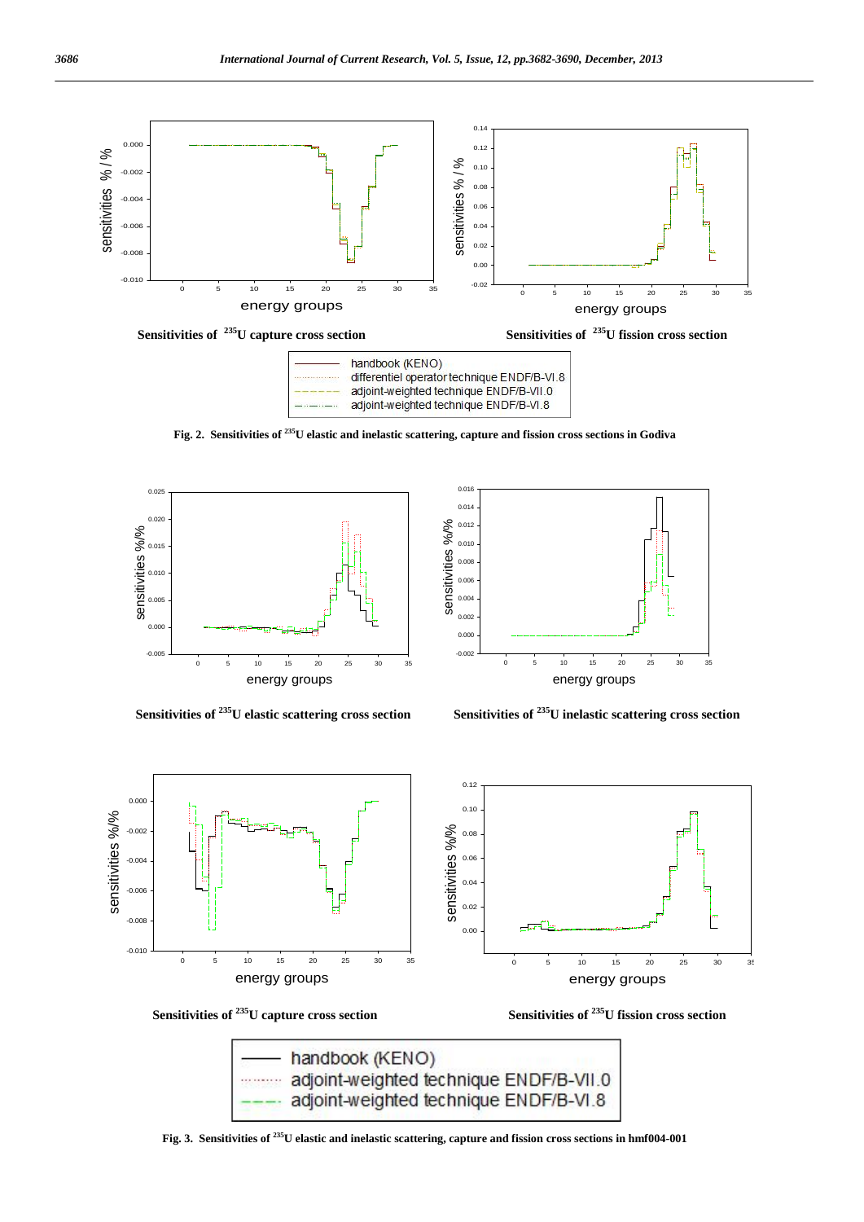sensitivities %/%

0.000
-0.002
-0.004
-0.006
-0.008
-0.010

0 5 10 15 20 25 30 35

energy groups

**Sensitivities of $^{235}$U capture cross section**

sensitivities %/%

0.14
0.12
0.10
0.08
0.06
0.04
0.02
0.00
-0.02

0 5 10 15 20 25 30 35

energy groups

**Sensitivities of $^{235}$U fission cross section**

handbook (KENO)
differentiel operator technique ENDF/B-VI.8
adjoint-weighted technique ENDF/B-VII.0
adjoint-weighted technique ENDF/B-VI.8

**Fig. 2. Sensitivities of $^{235}$U elastic and inelastic scattering, capture and fission cross sections in Godiva**

sensitivities %/%

0.025
0.020
0.015
0.010
0.005
0.000
-0.005

0 5 10 15 20 25 30 35

energy groups

**Sensitivities of $^{235}$U elastic scattering cross section**

sensitivities %/%

0.016
0.014
0.012
0.010
0.008
0.006
0.004
0.002
0.000
-0.002

0 5 10 15 20 25 30 35

energy groups

**Sensitivities of $^{235}$U inelastic scattering cross section**

sensitivities %/%

0.000
-0.002
-0.004
-0.006
-0.008
-0.010

0 5 10 15 20 25 30 35

energy groups

**Sensitivities of $^{235}$U capture cross section**

sensitivities %/%

0.12
0.10
0.08
0.06
0.04
0.02
0.00

0 5 10 15 20 25 30 35

energy groups

**Sensitivities of $^{235}$U fission cross section**

handbook (KENO)
adjoint-weighted technique ENDF/B-VII.0
adjoint-weighted technique ENDF/B-VI.8

**Fig. 3. Sensitivities of $^{235}$U elastic and inelastic scattering, capture and fission cross sections in hmf004-001**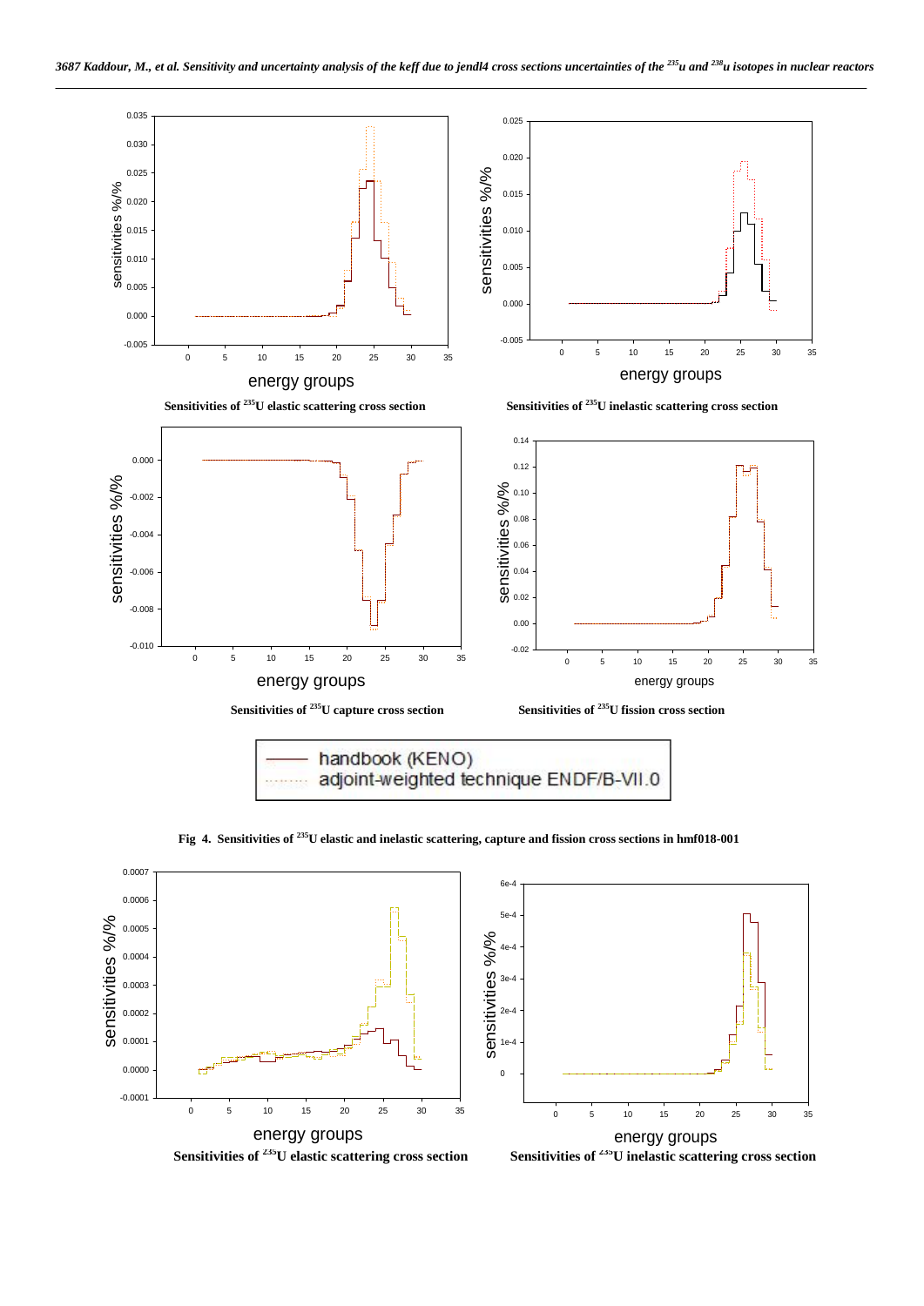0.035
0.030
0.025
0.020
0.015
0.010
0.005
0.000
-0.005

sensitivities %/%

0 5 10 15 20 25 30 35

energy groups

**Sensitivities of $^{235}$U elastic scattering cross section**

0.025
0.020
0.015
0.010
0.005
0.000
-0.005

sensitivities %/%

0 5 10 15 20 25 30 35

energy groups

**Sensitivities of $^{235}$U inelastic scattering cross section**

0.000
-0.002
-0.004
-0.006
-0.008
-0.010

sensitivities %/%

0 5 10 15 20 25 30 35

energy groups

**Sensitivities of $^{235}$U capture cross section**

0.14
0.12
0.10
0.08
0.06
0.04
0.02
0.00
-0.02

sensitivities %/%

0 5 10 15 20 25 30 35

energy groups

**Sensitivities of $^{235}$U fission cross section**

handbook (KENO)
adjoint-weighted technique ENDF/B-VII.0

**Fig 4. Sensitivities of $^{235}$U elastic and inelastic scattering, capture and fission cross sections in hmf018-001**

0.0007
0.0006
0.0005
0.0004
0.0003
0.0002
0.0001
0.0000
-0.0001

sensitivities %/%

0 5 10 15 20 25 30 35

energy groups

**Sensitivities of $^{235}$U elastic scattering cross section**

6e-4
5e-4
4e-4
3e-4
2e-4
1e-4
0

sensitivities %/%

0 5 10 15 20 25 30 35

energy groups

**Sensitivities of $^{235}$U inelastic scattering cross section**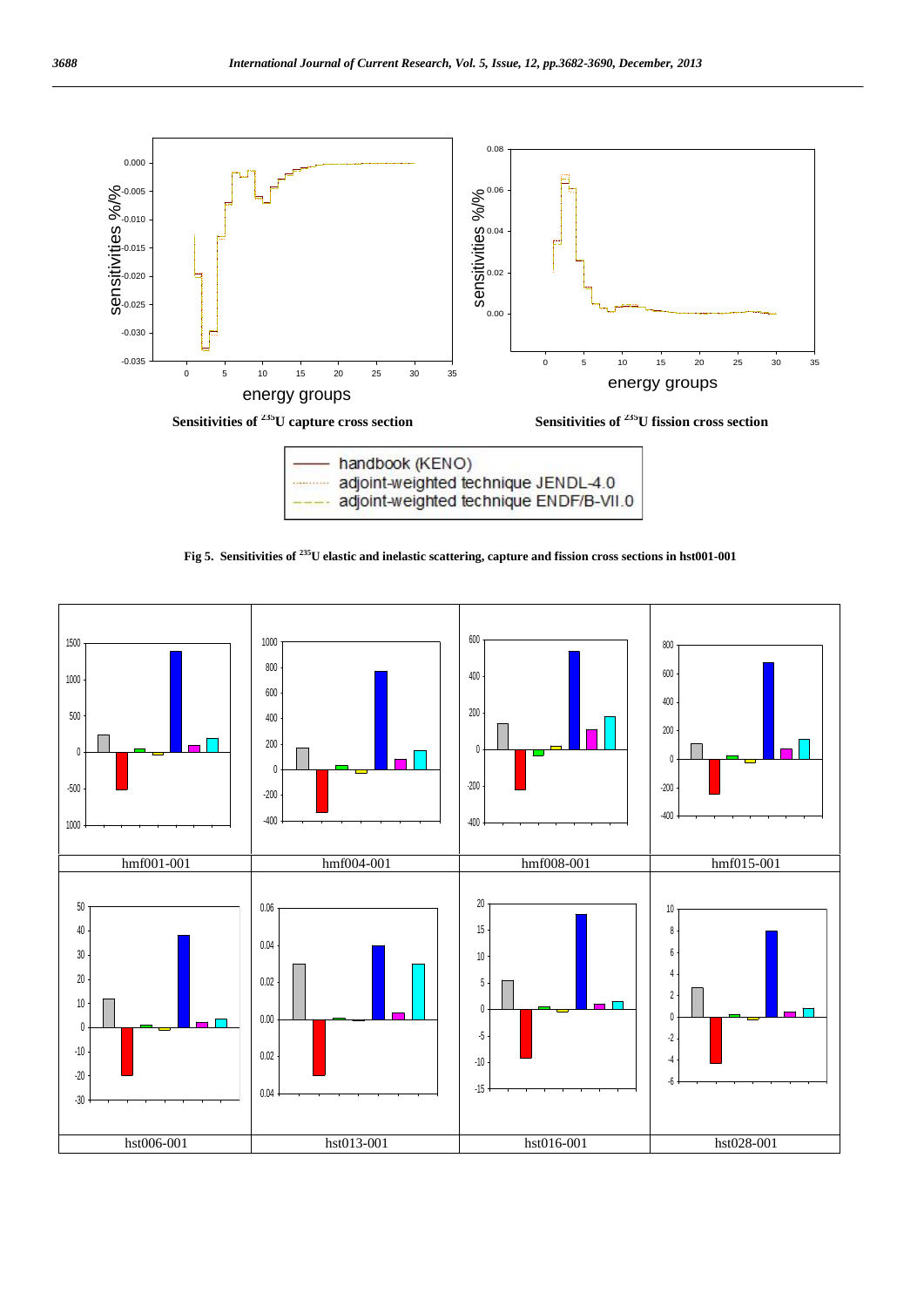sensitivities %/%

0.000
-0.005
-0.010
-0.015
-0.020
-0.025
-0.030
-0.035

0 5 10 15 20 25 30 35

energy groups

**Sensitivities of $^{235}U$ capture cross section**

sensitivities %/%

0.08
0.06
0.04
0.02
0.00

0 5 10 15 20 25 30 35

energy groups

**Sensitivities of $^{235}U$ fission cross section**

handbook (KENO)
adjoint-weighted technique JENDL-4.0
adjoint-weighted technique ENDF/B-VII.0

**Fig 5. Sensitivities of $^{235}U$ elastic and inelastic scattering, capture and fission cross sections in hst001-001**

1500
1000
500
0
-500
1000

hmf001-001

1000
800
600
400
200
0
-200
-400

hmf004-001

600
400
200
0
-200
-400

hmf008-001

800
600
400
200
0
-200
-400

hmf015-001

50
40
30
20
10
0
-10
-20
-30

hst006-001

0.06
0.04
0.02
0.00
0.02
0.04

hst013-001

20
15
10
5
0
-5
-10
-15

hst016-001

10
8
6
4
2
0
-2
-4
-6

hst028-001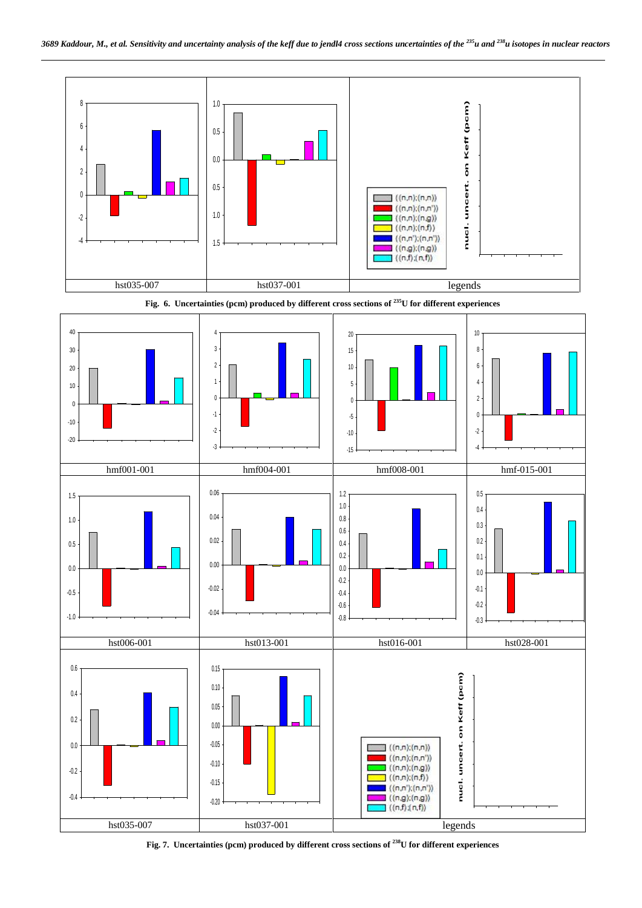8
6
4
2
0
-2
-4

hst035-007

1.0
0.5
0.0
0.5
1.0
1.5

hst037-001

nucl. uncert. on Keff (pcm)

((n,n);(n,n))
((n,n);(n,n'))
((n,n);(n,g))
((n,n);(n,f))
((n,n');(n,n'))
((n,g);(n,g))
((n,f);(n,f))

legends

**Fig. 6. Uncertainties (pcm) produced by different cross sections of $^{235}$U for different experiences**

40
30
20
10
0
-10
-20

hmf001-001

4
3
2
1
0
-1
-2
-3

hmf004-001

20
15
10
5
0
-5
-10
-15

hmf008-001

10
8
6
4
2
0
-2
-4

hmf-015-001

1.5
1.0
0.5
0.0
-0.5
-1.0

hst006-001

0.06
0.04
0.02
0.00
-0.02
-0.04

hst013-001

1.2
1.0
0.8
0.6
0.4
0.2
0.0
-0.2
-0.4
-0.6
-0.8

hst016-001

0.5
0.4
0.3
0.2
0.1
0.0
-0.1
-0.2
-0.3

hst028-001

0.6
0.4
0.2
0.0
-0.2
-0.4

hst035-007

0.15
0.10
0.05
0.00
-0.05
-0.10
-0.15
-0.20

hst037-001

nucl. uncert. on Keff (pcm)

((n,n);(n,n))
((n,n);(n,n'))
((n,n);(n,g))
((n,n);(n,f))
((n,n');(n,n'))
((n,g);(n,g))
((n,f);(n,f))

legends

**Fig. 7. Uncertainties (pcm) produced by different cross sections of $^{238}$U for different experiences**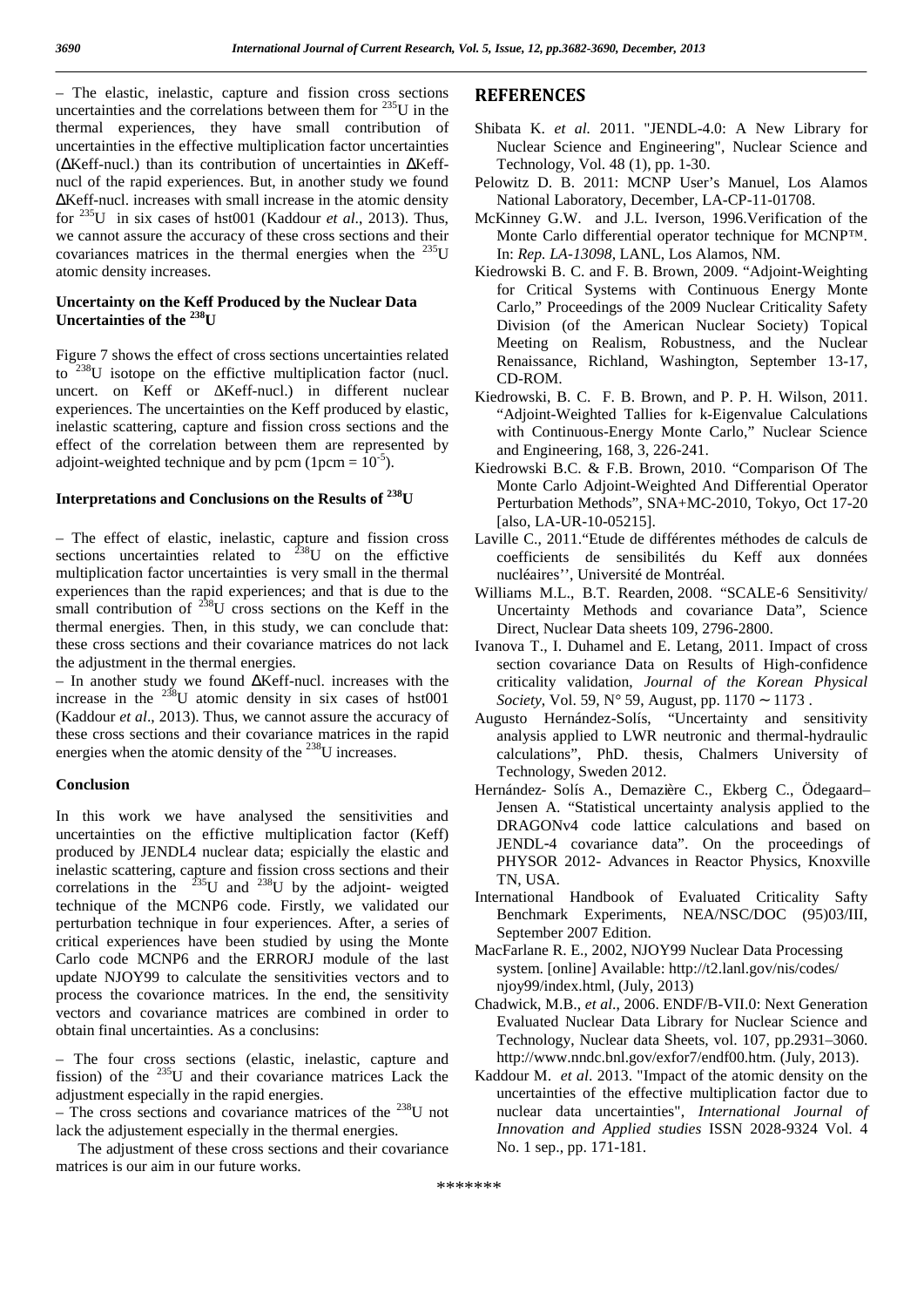– The elastic, inelastic, capture and fission cross sections uncertainties and the correlations between them for $^{235}U$ in the thermal experiences, they have small contribution of uncertainties in the effective multiplication factor uncertainties (ΔKeff-nucl.) than its contribution of uncertainties in ΔKeff-nucl of the rapid experiences. But, in another study we found ΔKeff-nucl. increases with small increase in the atomic density for $^{235}U$ in six cases of hst001 (Kaddour *et al*., 2013). Thus, we cannot assure the accuracy of these cross sections and their covariances matrices in the thermal energies when the $^{235}U$ atomic density increases.

### Uncertainty on the Keff Produced by the Nuclear Data Uncertainties of the $^{238}U$

Figure 7 shows the effect of cross sections uncertainties related to $^{238}U$ isotope on the effictive multiplication factor (nucl. uncert. on Keff or ΔKeff-nucl.) in different nuclear experiences. The uncertainties on the Keff produced by elastic, inelastic scattering, capture and fission cross sections and the effect of the correlation between them are represented by adjoint-weighted technique and by pcm (1pcm = $10^{-5}$).

### Interpretations and Conclusions on the Results of $^{238}U$

– The effect of elastic, inelastic, capture and fission cross sections uncertainties related to $^{238}U$ on the effictive multiplication factor uncertainties is very small in the thermal experiences than the rapid experiences; and that is due to the small contribution of $^{238}U$ cross sections on the Keff in the thermal energies. Then, in this study, we can conclude that: these cross sections and their covariance matrices do not lack the adjustment in the thermal energies.

– In another study we found ΔKeff-nucl. increases with the increase in the $^{238}U$ atomic density in six cases of hst001 (Kaddour *et al*., 2013). Thus, we cannot assure the accuracy of these cross sections and their covariance matrices in the rapid energies when the atomic density of the $^{238}U$ increases.

### Conclusion

In this work we have analysed the sensitivities and uncertainties on the effective multiplication factor (Keff) produced by JENDL4 nuclear data; espicially the elastic and inelastic scattering, capture and fission cross sections and their correlations in the $^{235}U$ and $^{238}U$ by the adjoint- weigted technique of the MCNP6 code. Firstly, we validated our perturbation technique in four experiences. After, a series of critical experiences have been studied by using the Monte Carlo code MCNP6 and the ERRORJ module of the last update NJOY99 to calculate the sensitivities vectors and to process the covarionce matrices. In the end, the sensitivity vectors and covariance matrices are combined in order to obtain final uncertainties. As a conclusins:

– The four cross sections (elastic, inelastic, capture and fission) of the $^{235}U$ and their covariance matrices Lack the adjustment especially in the rapid energies.

– The cross sections and covariance matrices of the $^{238}U$ not lack the adjustement especially in the thermal energies.

The adjustment of these cross sections and their covariance matrices is our aim in our future works.

## REFERENCES

Shibata K. *et al.* 2011. "JENDL-4.0: A New Library for Nuclear Science and Engineering", Nuclear Science and Technology, Vol. 48 (1), pp. 1-30.

Pelowitz D. B. 2011: MCNP User's Manuel, Los Alamos National Laboratory, December, LA-CP-11-01708.

McKinney G.W. and J.L. Iverson, 1996.Verification of the Monte Carlo differential operator technique for MCNP™. In: *Rep. LA-13098*, LANL, Los Alamos, NM.

Kiedrowski B. C. and F. B. Brown, 2009. "Adjoint-Weighting for Critical Systems with Continuous Energy Monte Carlo," Proceedings of the 2009 Nuclear Criticality Safety Division (of the American Nuclear Society) Topical Meeting on Realism, Robustness, and the Nuclear Renaissance, Richland, Washington, September 13-17, CD-ROM.

Kiedrowski, B. C. F. B. Brown, and P. P. H. Wilson, 2011. "Adjoint-Weighted Tallies for k-Eigenvalue Calculations with Continuous-Energy Monte Carlo," Nuclear Science and Engineering, 168, 3, 226-241.

Kiedrowski B.C. & F.B. Brown, 2010. "Comparison Of The Monte Carlo Adjoint-Weighted And Differential Operator Perturbation Methods", SNA+MC-2010, Tokyo, Oct 17-20 [also, LA-UR-10-05215].

Laville C., 2011."Etude de différentes méthodes de calculs de coefficients de sensibilités du Keff aux données nucléaires'', Université de Montréal.

Williams M.L., B.T. Rearden, 2008. "SCALE-6 Sensitivity/ Uncertainty Methods and covariance Data", Science Direct, Nuclear Data sheets 109, 2796-2800.

Ivanova T., I. Duhamel and E. Letang, 2011. Impact of cross section covariance Data on Results of High-confidence criticality validation, *Journal of the Korean Physical Society*, Vol. 59, N° 59, August, pp. 1170 ∼ 1173 .

Augusto Hernández-Solís, "Uncertainty and sensitivity analysis applied to LWR neutronic and thermal-hydraulic calculations", PhD. thesis, Chalmers University of Technology, Sweden 2012.

Hernández- Solís A., Demazière C., Ekberg C., Ödegaard–Jensen A. "Statistical uncertainty analysis applied to the DRAGONv4 code lattice calculations and based on JENDL-4 covariance data". On the proceedings of PHYSOR 2012- Advances in Reactor Physics, Knoxville TN, USA.

International Handbook of Evaluated Criticality Safty Benchmark Experiments, NEA/NSC/DOC (95)03/III, September 2007 Edition.

MacFarlane R. E., 2002, NJOY99 Nuclear Data Processing system. [online] Available: http://t2.lanl.gov/nis/codes/ njoy99/index.html, (July, 2013)

Chadwick, M.B., *et al*., 2006. ENDF/B-VII.0: Next Generation Evaluated Nuclear Data Library for Nuclear Science and Technology, Nuclear data Sheets, vol. 107, pp.2931–3060. http://www.nndc.bnl.gov/exfor7/endf00.htm. (July, 2013).

Kaddour M. *et al*. 2013. "Impact of the atomic density on the uncertainties of the effective multiplication factor due to nuclear data uncertainties", *International Journal of Innovation and Applied studies* ISSN 2028-9324 Vol. 4 No. 1 sep., pp. 171-181.

*******